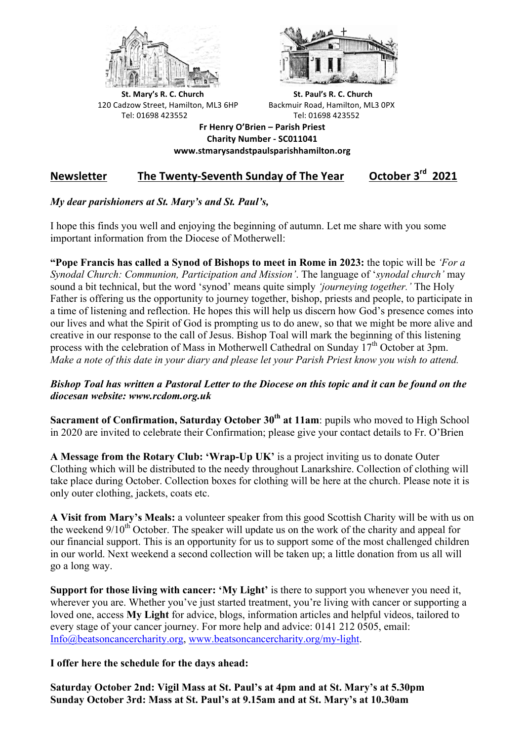**St. Mary's R. C. Church**
120 Cadzow Street, Hamilton, ML3 6HP
Tel: 01698 423552

**St. Paul's R. C. Church**
Backmuir Road, Hamilton, ML3 0PX
Tel: 01698 423552

**Fr Henry O'Brien – Parish Priest**
**Charity Number - SC011041**
**www.stmarysandstpaulsparishhamilton.org**

## Newsletter — The Twenty-Seventh Sunday of The Year — October 3rd 2021

*My dear parishioners at St. Mary's and St. Paul's,*

I hope this finds you well and enjoying the beginning of autumn. Let me share with you some important information from the Diocese of Motherwell:

**"Pope Francis has called a Synod of Bishops to meet in Rome in 2023:** the topic will be *'For a Synodal Church: Communion, Participation and Mission'*. The language of '*synodal church'* may sound a bit technical, but the word 'synod' means quite simply *'journeying together.'* The Holy Father is offering us the opportunity to journey together, bishop, priests and people, to participate in a time of listening and reflection. He hopes this will help us discern how God's presence comes into our lives and what the Spirit of God is prompting us to do anew, so that we might be more alive and creative in our response to the call of Jesus. Bishop Toal will mark the beginning of this listening process with the celebration of Mass in Motherwell Cathedral on Sunday 17th October at 3pm. *Make a note of this date in your diary and please let your Parish Priest know you wish to attend.*

***Bishop Toal has written a Pastoral Letter to the Diocese on this topic and it can be found on the diocesan website: www.rcdom.org.uk***

**Sacrament of Confirmation, Saturday October 30th at 11am**: pupils who moved to High School in 2020 are invited to celebrate their Confirmation; please give your contact details to Fr. O'Brien

**A Message from the Rotary Club: 'Wrap-Up UK'** is a project inviting us to donate Outer Clothing which will be distributed to the needy throughout Lanarkshire. Collection of clothing will take place during October. Collection boxes for clothing will be here at the church. Please note it is only outer clothing, jackets, coats etc.

**A Visit from Mary's Meals:** a volunteer speaker from this good Scottish Charity will be with us on the weekend 9/10th October. The speaker will update us on the work of the charity and appeal for our financial support. This is an opportunity for us to support some of the most challenged children in our world. Next weekend a second collection will be taken up; a little donation from us all will go a long way.

**Support for those living with cancer: 'My Light'** is there to support you whenever you need it, wherever you are. Whether you've just started treatment, you're living with cancer or supporting a loved one, access **My Light** for advice, blogs, information articles and helpful videos, tailored to every stage of your cancer journey. For more help and advice: 0141 212 0505, email: Info@beatsoncancercharity.org, www.beatsoncancercharity.org/my-light.

**I offer here the schedule for the days ahead:**

**Saturday October 2nd: Vigil Mass at St. Paul's at 4pm and at St. Mary's at 5.30pm**
**Sunday October 3rd: Mass at St. Paul's at 9.15am and at St. Mary's at 10.30am**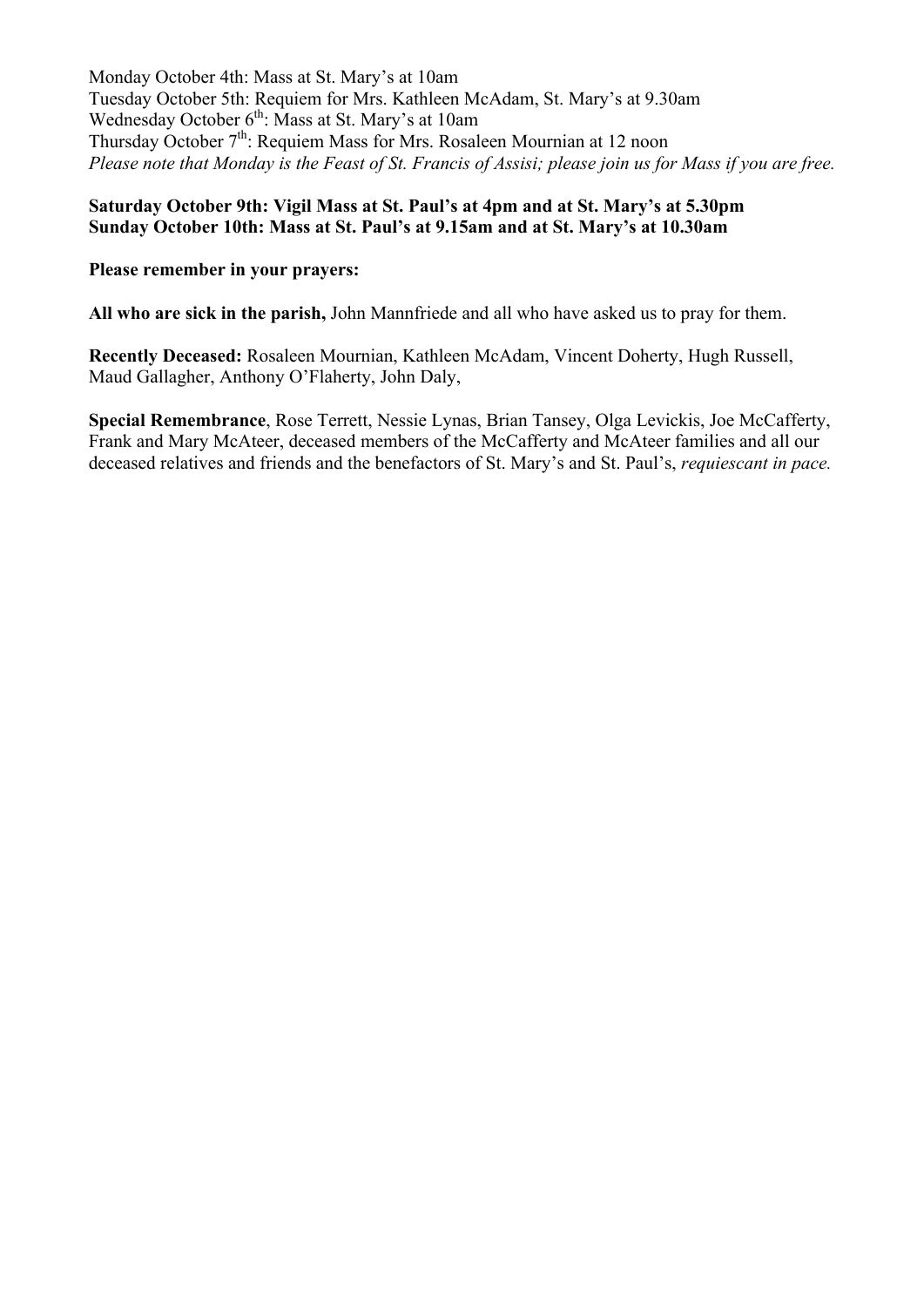Monday October 4th: Mass at St. Mary's at 10am
Tuesday October 5th: Requiem for Mrs. Kathleen McAdam, St. Mary's at 9.30am
Wednesday October 6th: Mass at St. Mary's at 10am
Thursday October 7th: Requiem Mass for Mrs. Rosaleen Mournian at 12 noon
*Please note that Monday is the Feast of St. Francis of Assisi; please join us for Mass if you are free.*

**Saturday October 9th: Vigil Mass at St. Paul's at 4pm and at St. Mary's at 5.30pm**
**Sunday October 10th: Mass at St. Paul's at 9.15am and at St. Mary's at 10.30am**

**Please remember in your prayers:**

**All who are sick in the parish,** John Mannfriede and all who have asked us to pray for them.

**Recently Deceased:** Rosaleen Mournian, Kathleen McAdam, Vincent Doherty, Hugh Russell, Maud Gallagher, Anthony O'Flaherty, John Daly,

**Special Remembrance**, Rose Terrett, Nessie Lynas, Brian Tansey, Olga Levickis, Joe McCafferty, Frank and Mary McAteer, deceased members of the McCafferty and McAteer families and all our deceased relatives and friends and the benefactors of St. Mary's and St. Paul's, *requiescant in pace.*